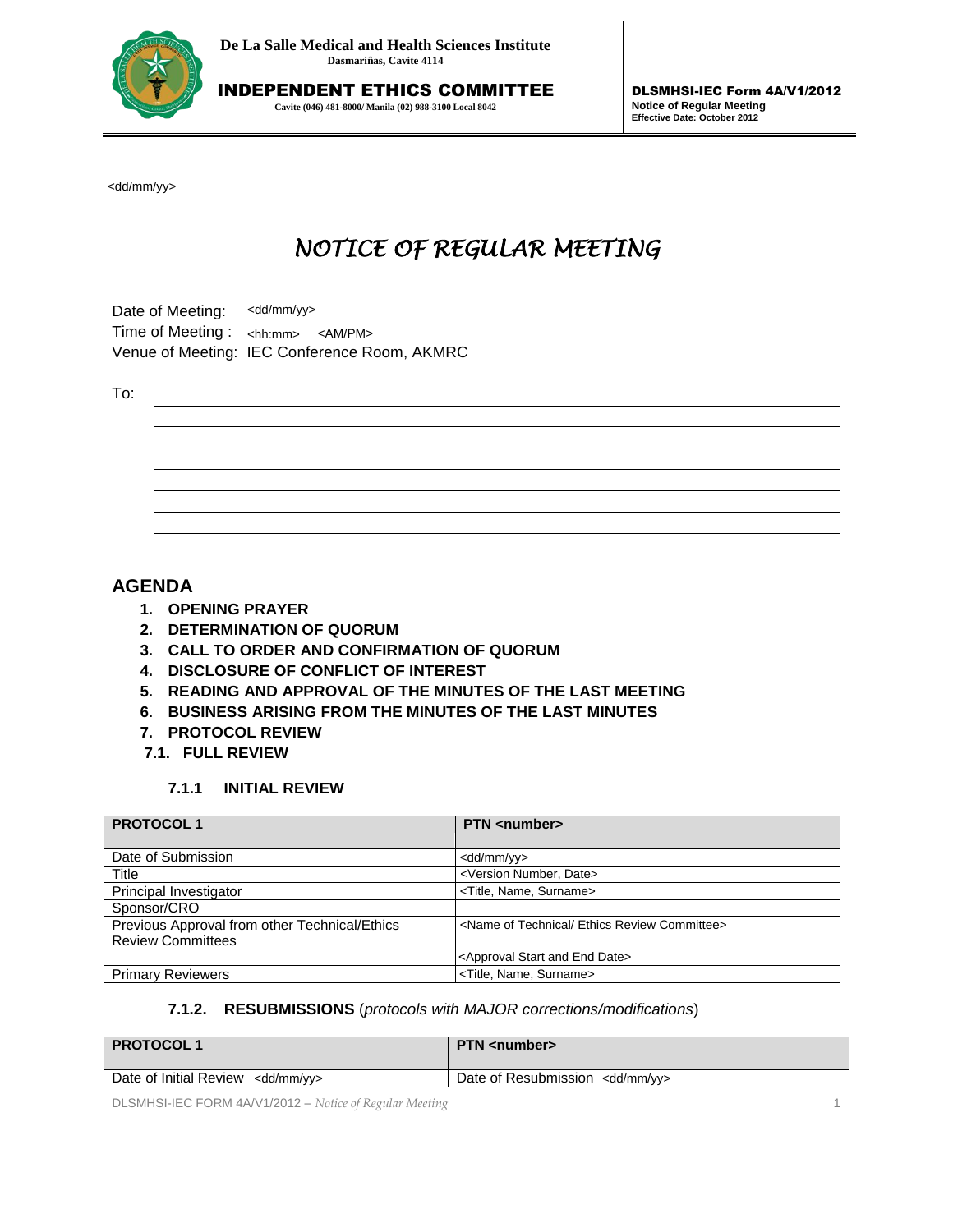**De La Salle Medical and Health Sciences Institute**
**Dasmariñas, Cavite 4114**

**INDEPENDENT ETHICS COMMITTEE**
**Cavite (046) 481-8000/ Manila (02) 988-3100 Local 8042**

**DLSMHSI-IEC Form 4A/V1/2012**
**Notice of Regular Meeting**
**Effective Date: October 2012**

<dd/mm/yy>

# *NOTICE OF REGULAR MEETING*

Date of Meeting: <dd/mm/yy>
Time of Meeting : <hh:mm> <AM/PM>
Venue of Meeting: IEC Conference Room, AKMRC

To:

| | |
|---|---|
| | |
| | |
| | |
| | |
| | |

## AGENDA

1. **OPENING PRAYER**
2. **DETERMINATION OF QUORUM**
3. **CALL TO ORDER AND CONFIRMATION OF QUORUM**
4. **DISCLOSURE OF CONFLICT OF INTEREST**
5. **READING AND APPROVAL OF THE MINUTES OF THE LAST MEETING**
6. **BUSINESS ARISING FROM THE MINUTES OF THE LAST MINUTES**
7. **PROTOCOL REVIEW**

**7.1. FULL REVIEW**

**7.1.1 INITIAL REVIEW**

| **PROTOCOL 1** | **PTN <number>** |
|---|---|
| Date of Submission | <dd/mm/yy> |
| Title | <Version Number, Date> |
| Principal Investigator | <Title, Name, Surname> |
| Sponsor/CRO | |
| Previous Approval from other Technical/Ethics Review Committees | <Name of Technical/ Ethics Review Committee><br><Approval Start and End Date> |
| Primary Reviewers | <Title, Name, Surname> |

**7.1.2. RESUBMISSIONS** (*protocols with MAJOR corrections/modifications*)

| **PROTOCOL 1** | **PTN <number>** |
|---|---|
| Date of Initial Review <dd/mm/yy> | Date of Resubmission <dd/mm/yy> |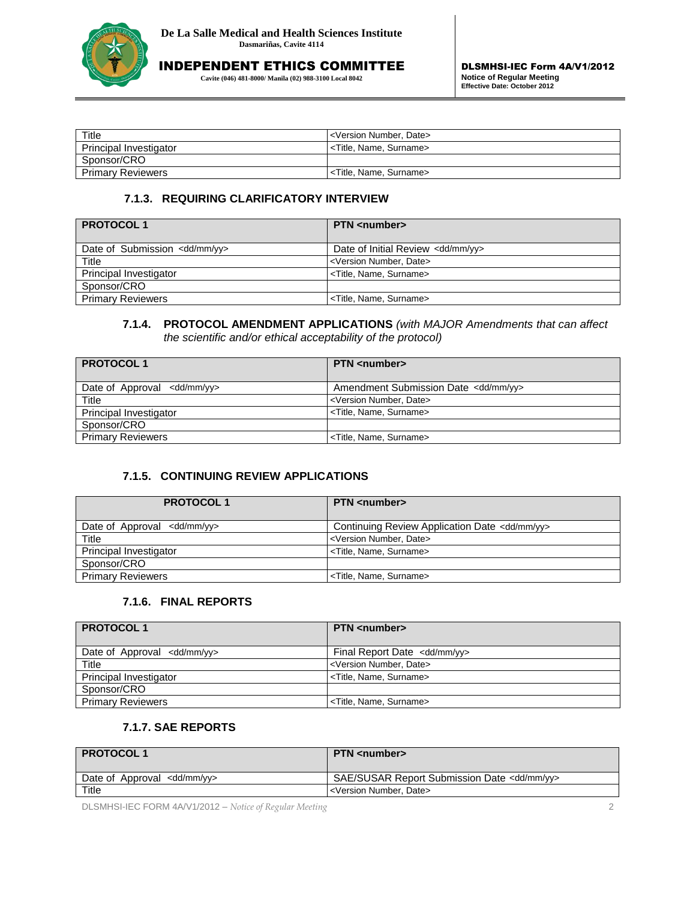| Title | <Version Number, Date> |
|---|---|
| Principal Investigator | <Title, Name, Surname> |
| Sponsor/CRO | |
| Primary Reviewers | <Title, Name, Surname> |

### 7.1.3. REQUIRING CLARIFICATORY INTERVIEW

| PROTOCOL 1 | PTN <number> |
|---|---|
| Date of Submission <dd/mm/yy> | Date of Initial Review <dd/mm/yy> |
| Title | <Version Number, Date> |
| Principal Investigator | <Title, Name, Surname> |
| Sponsor/CRO | |
| Primary Reviewers | <Title, Name, Surname> |

### 7.1.4. PROTOCOL AMENDMENT APPLICATIONS *(with MAJOR Amendments that can affect the scientific and/or ethical acceptability of the protocol)*

| PROTOCOL 1 | PTN <number> |
|---|---|
| Date of Approval <dd/mm/yy> | Amendment Submission Date <dd/mm/yy> |
| Title | <Version Number, Date> |
| Principal Investigator | <Title, Name, Surname> |
| Sponsor/CRO | |
| Primary Reviewers | <Title, Name, Surname> |

### 7.1.5. CONTINUING REVIEW APPLICATIONS

| PROTOCOL 1 | PTN <number> |
|---|---|
| Date of Approval <dd/mm/yy> | Continuing Review Application Date <dd/mm/yy> |
| Title | <Version Number, Date> |
| Principal Investigator | <Title, Name, Surname> |
| Sponsor/CRO | |
| Primary Reviewers | <Title, Name, Surname> |

### 7.1.6. FINAL REPORTS

| PROTOCOL 1 | PTN <number> |
|---|---|
| Date of Approval <dd/mm/yy> | Final Report Date <dd/mm/yy> |
| Title | <Version Number, Date> |
| Principal Investigator | <Title, Name, Surname> |
| Sponsor/CRO | |
| Primary Reviewers | <Title, Name, Surname> |

### 7.1.7. SAE REPORTS

| PROTOCOL 1 | PTN <number> |
|---|---|
| Date of Approval <dd/mm/yy> | SAE/SUSAR Report Submission Date <dd/mm/yy> |
| Title | <Version Number, Date> |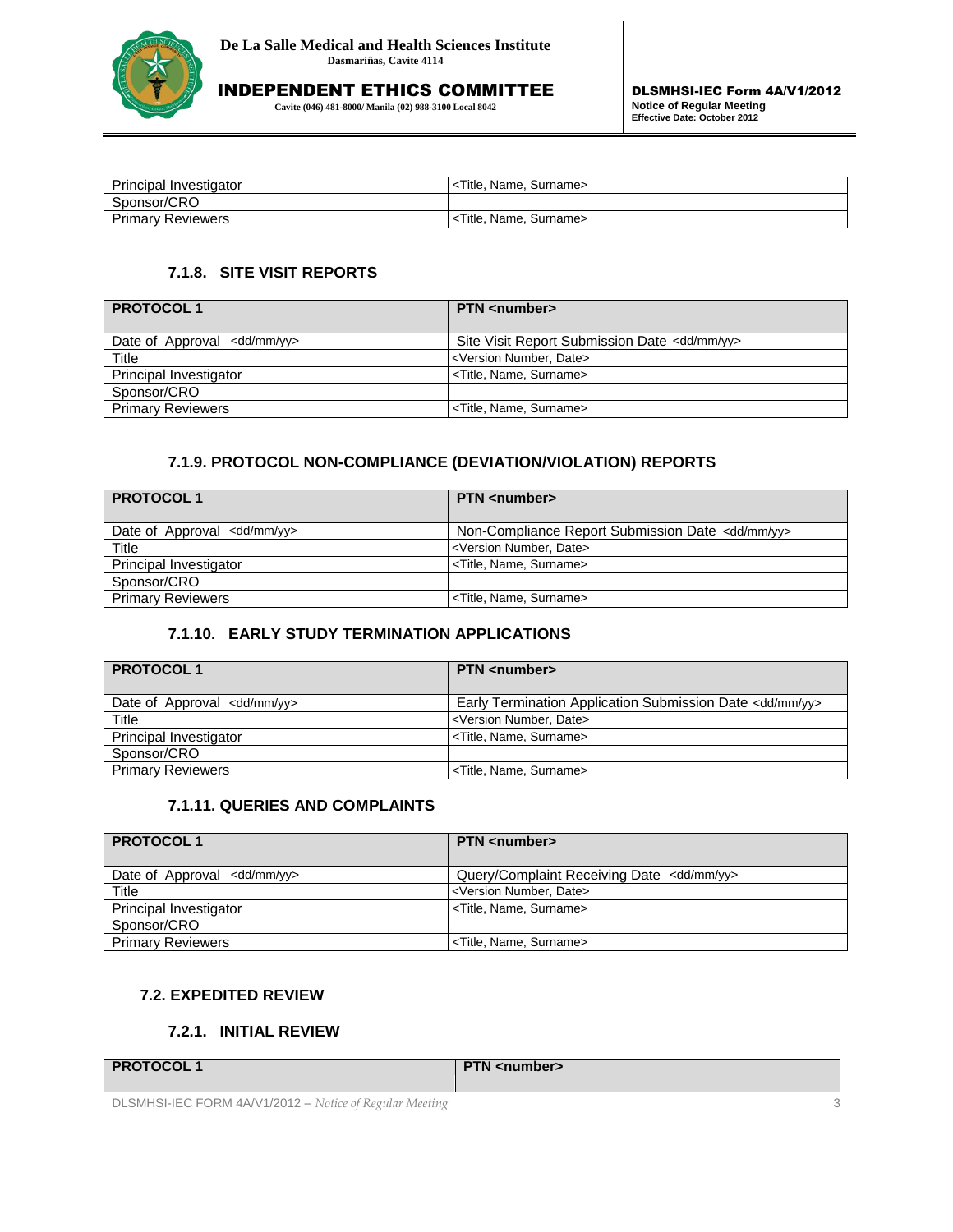| Principal Investigator | <Title, Name, Surname> |
| --- | --- |
| Sponsor/CRO | |
| Primary Reviewers | <Title, Name, Surname> |

### 7.1.8. SITE VISIT REPORTS

| **PROTOCOL 1** | **PTN <number>** |
| --- | --- |
| Date of Approval <dd/mm/yy> | Site Visit Report Submission Date <dd/mm/yy> |
| Title | <Version Number, Date> |
| Principal Investigator | <Title, Name, Surname> |
| Sponsor/CRO | |
| Primary Reviewers | <Title, Name, Surname> |

### 7.1.9. PROTOCOL NON-COMPLIANCE (DEVIATION/VIOLATION) REPORTS

| **PROTOCOL 1** | **PTN <number>** |
| --- | --- |
| Date of Approval <dd/mm/yy> | Non-Compliance Report Submission Date <dd/mm/yy> |
| Title | <Version Number, Date> |
| Principal Investigator | <Title, Name, Surname> |
| Sponsor/CRO | |
| Primary Reviewers | <Title, Name, Surname> |

### 7.1.10. EARLY STUDY TERMINATION APPLICATIONS

| **PROTOCOL 1** | **PTN <number>** |
| --- | --- |
| Date of Approval <dd/mm/yy> | Early Termination Application Submission Date <dd/mm/yy> |
| Title | <Version Number, Date> |
| Principal Investigator | <Title, Name, Surname> |
| Sponsor/CRO | |
| Primary Reviewers | <Title, Name, Surname> |

### 7.1.11. QUERIES AND COMPLAINTS

| **PROTOCOL 1** | **PTN <number>** |
| --- | --- |
| Date of Approval <dd/mm/yy> | Query/Complaint Receiving Date <dd/mm/yy> |
| Title | <Version Number, Date> |
| Principal Investigator | <Title, Name, Surname> |
| Sponsor/CRO | |
| Primary Reviewers | <Title, Name, Surname> |

## 7.2. EXPEDITED REVIEW

### 7.2.1. INITIAL REVIEW

| **PROTOCOL 1** | **PTN <number>** |
| --- | --- |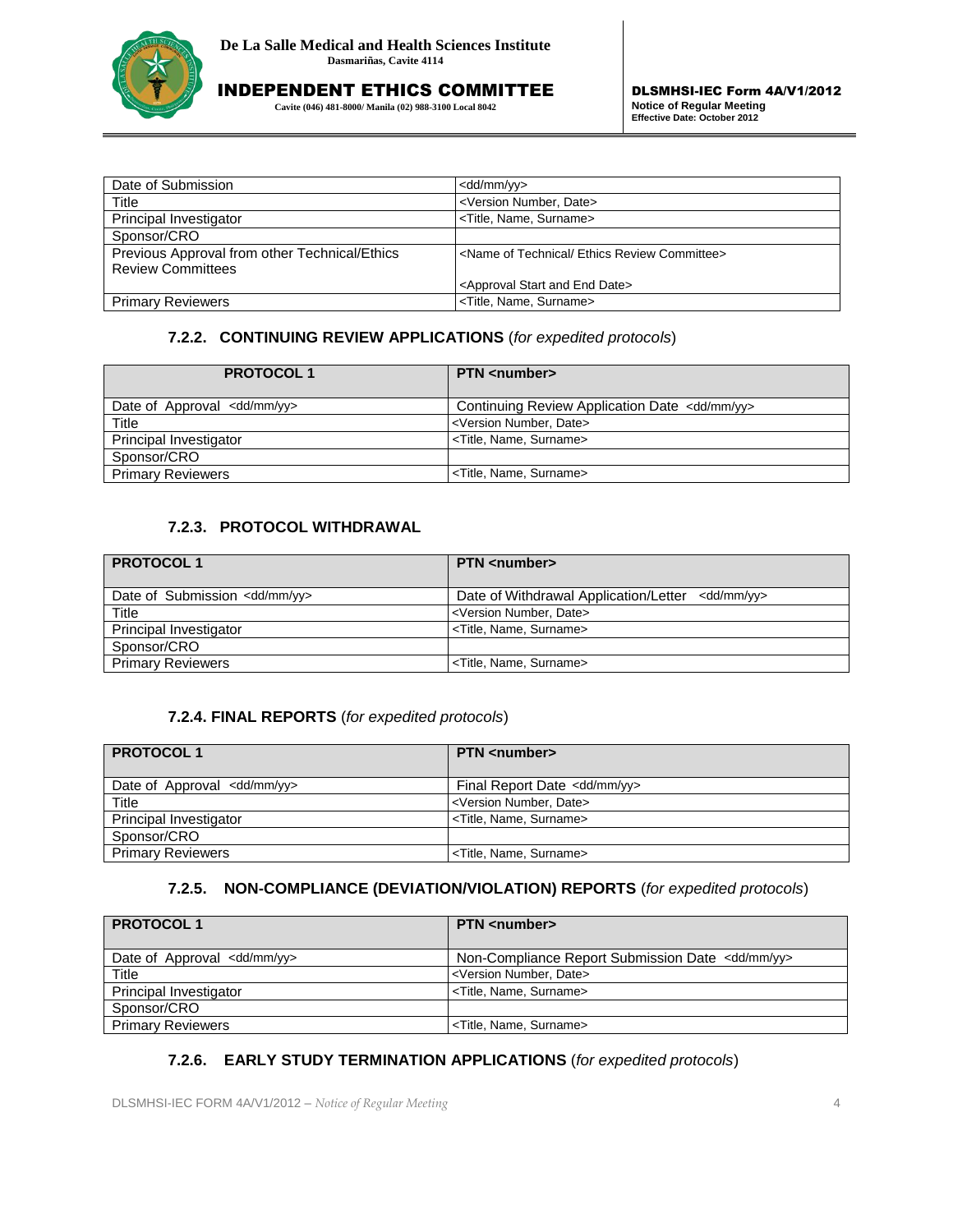| Date of Submission | <dd/mm/yy> |
|---|---|
| Title | <Version Number, Date> |
| Principal Investigator | <Title, Name, Surname> |
| Sponsor/CRO | |
| Previous Approval from other Technical/Ethics Review Committees | <Name of Technical/ Ethics Review Committee> <Approval Start and End Date> |
| Primary Reviewers | <Title, Name, Surname> |

### 7.2.2. CONTINUING REVIEW APPLICATIONS (*for expedited protocols*)

| PROTOCOL 1 | PTN <number> |
|---|---|
| Date of Approval <dd/mm/yy> | Continuing Review Application Date <dd/mm/yy> |
| Title | <Version Number, Date> |
| Principal Investigator | <Title, Name, Surname> |
| Sponsor/CRO | |
| Primary Reviewers | <Title, Name, Surname> |

### 7.2.3. PROTOCOL WITHDRAWAL

| PROTOCOL 1 | PTN <number> |
|---|---|
| Date of Submission <dd/mm/yy> | Date of Withdrawal Application/Letter <dd/mm/yy> |
| Title | <Version Number, Date> |
| Principal Investigator | <Title, Name, Surname> |
| Sponsor/CRO | |
| Primary Reviewers | <Title, Name, Surname> |

### 7.2.4. FINAL REPORTS (*for expedited protocols*)

| PROTOCOL 1 | PTN <number> |
|---|---|
| Date of Approval <dd/mm/yy> | Final Report Date <dd/mm/yy> |
| Title | <Version Number, Date> |
| Principal Investigator | <Title, Name, Surname> |
| Sponsor/CRO | |
| Primary Reviewers | <Title, Name, Surname> |

### 7.2.5. NON-COMPLIANCE (DEVIATION/VIOLATION) REPORTS (*for expedited protocols*)

| PROTOCOL 1 | PTN <number> |
|---|---|
| Date of Approval <dd/mm/yy> | Non-Compliance Report Submission Date <dd/mm/yy> |
| Title | <Version Number, Date> |
| Principal Investigator | <Title, Name, Surname> |
| Sponsor/CRO | |
| Primary Reviewers | <Title, Name, Surname> |

### 7.2.6. EARLY STUDY TERMINATION APPLICATIONS (*for expedited protocols*)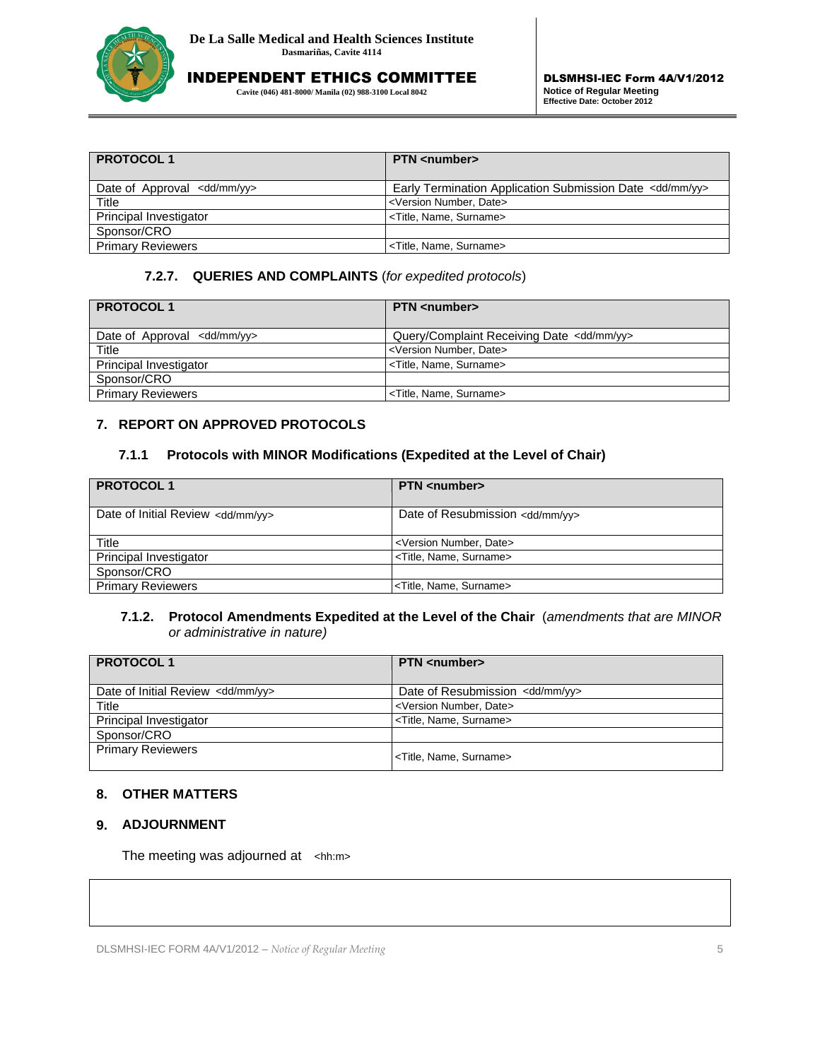| PROTOCOL 1 | PTN <number> |
|---|---|
| Date of Approval <dd/mm/yy> | Early Termination Application Submission Date <dd/mm/yy> |
| Title | <Version Number, Date> |
| Principal Investigator | <Title, Name, Surname> |
| Sponsor/CRO | |
| Primary Reviewers | <Title, Name, Surname> |

### 7.2.7. QUERIES AND COMPLAINTS (*for expedited protocols*)

| PROTOCOL 1 | PTN <number> |
|---|---|
| Date of Approval <dd/mm/yy> | Query/Complaint Receiving Date <dd/mm/yy> |
| Title | <Version Number, Date> |
| Principal Investigator | <Title, Name, Surname> |
| Sponsor/CRO | |
| Primary Reviewers | <Title, Name, Surname> |

## 7. REPORT ON APPROVED PROTOCOLS

### 7.1.1 Protocols with MINOR Modifications (Expedited at the Level of Chair)

| PROTOCOL 1 | PTN <number> |
|---|---|
| Date of Initial Review <dd/mm/yy> | Date of Resubmission <dd/mm/yy> |
| Title | <Version Number, Date> |
| Principal Investigator | <Title, Name, Surname> |
| Sponsor/CRO | |
| Primary Reviewers | <Title, Name, Surname> |

### 7.1.2. Protocol Amendments Expedited at the Level of the Chair (*amendments that are MINOR or administrative in nature)*

| PROTOCOL 1 | PTN <number> |
|---|---|
| Date of Initial Review <dd/mm/yy> | Date of Resubmission <dd/mm/yy> |
| Title | <Version Number, Date> |
| Principal Investigator | <Title, Name, Surname> |
| Sponsor/CRO | |
| Primary Reviewers | <Title, Name, Surname> |

## 8. OTHER MATTERS

## 9. ADJOURNMENT

The meeting was adjourned at <hh:m>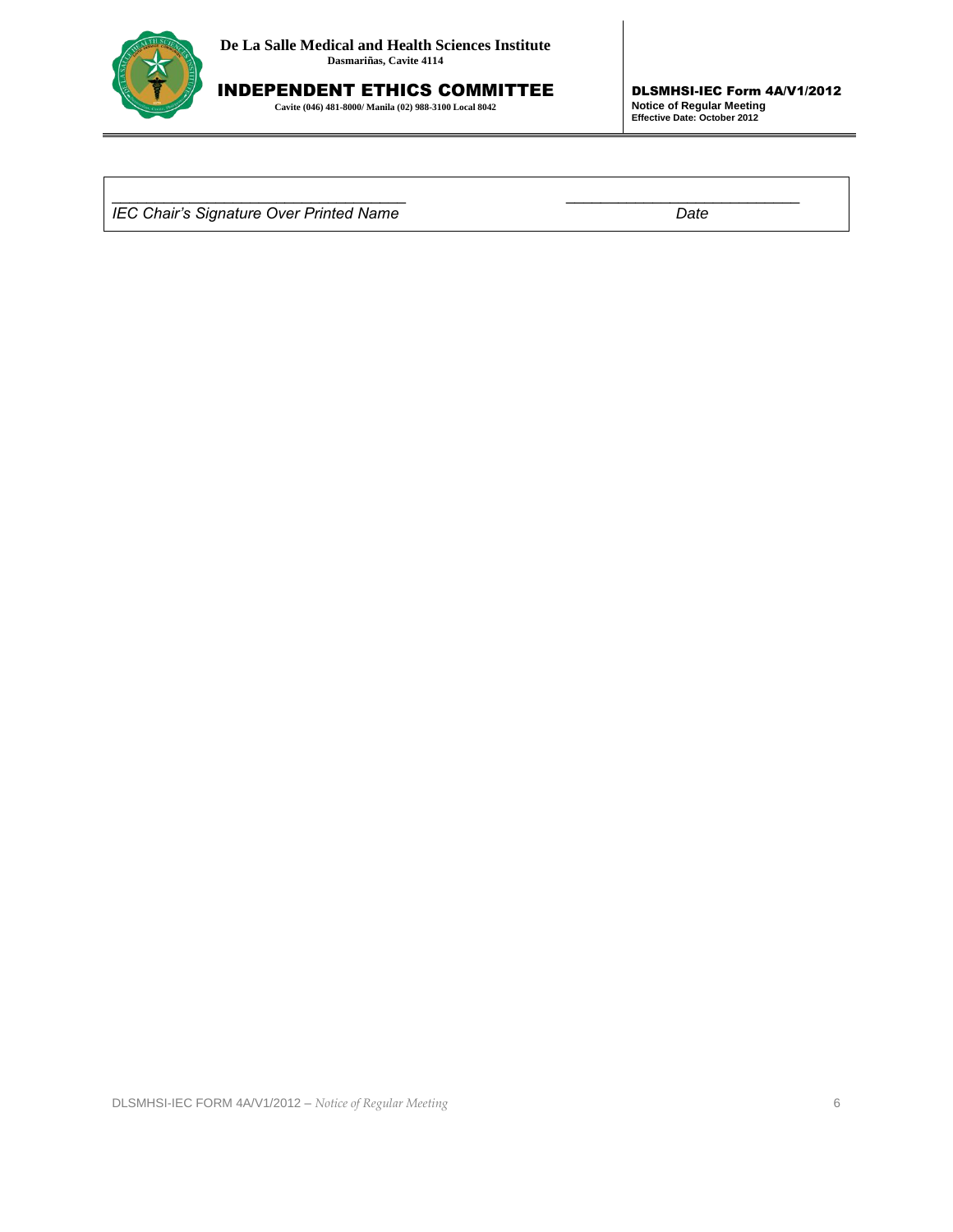De La Salle Medical and Health Sciences Institute
Dasmariñas, Cavite 4114

# INDEPENDENT ETHICS COMMITTEE

Cavite (046) 481-8000/ Manila (02) 988-3100 Local 8042

**DLSMHSI-IEC Form 4A/V1/2012**
**Notice of Regular Meeting**
**Effective Date: October 2012**

| | |
|---|---|
| ________________________________ | ___________________________ |
| *IEC Chair's Signature Over Printed Name* | *Date* |